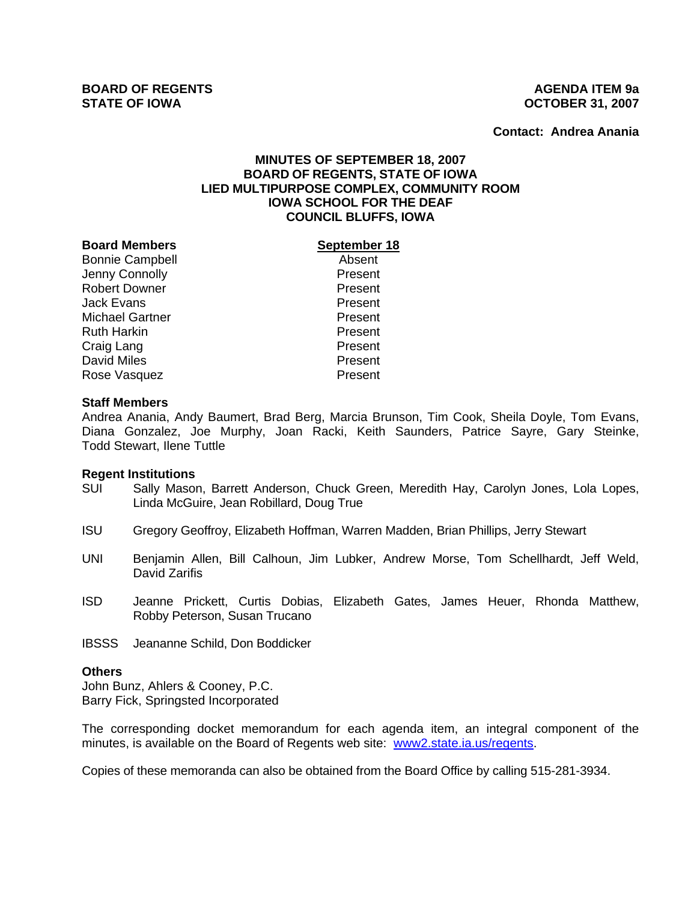**BOARD OF REGENTS**
**STATE OF IOWA**

**AGENDA ITEM 9a**
**OCTOBER 31, 2007**

**Contact: Andrea Anania**

## MINUTES OF SEPTEMBER 18, 2007
## BOARD OF REGENTS, STATE OF IOWA
## LIED MULTIPURPOSE COMPLEX, COMMUNITY ROOM
## IOWA SCHOOL FOR THE DEAF
## COUNCIL BLUFFS, IOWA

| **Board Members** | **September 18** |
|---|---|
| Bonnie Campbell | Absent |
| Jenny Connolly | Present |
| Robert Downer | Present |
| Jack Evans | Present |
| Michael Gartner | Present |
| Ruth Harkin | Present |
| Craig Lang | Present |
| David Miles | Present |
| Rose Vasquez | Present |

**Staff Members**

Andrea Anania, Andy Baumert, Brad Berg, Marcia Brunson, Tim Cook, Sheila Doyle, Tom Evans, Diana Gonzalez, Joe Murphy, Joan Racki, Keith Saunders, Patrice Sayre, Gary Steinke, Todd Stewart, Ilene Tuttle

**Regent Institutions**

SUI Sally Mason, Barrett Anderson, Chuck Green, Meredith Hay, Carolyn Jones, Lola Lopes, Linda McGuire, Jean Robillard, Doug True

ISU Gregory Geoffroy, Elizabeth Hoffman, Warren Madden, Brian Phillips, Jerry Stewart

UNI Benjamin Allen, Bill Calhoun, Jim Lubker, Andrew Morse, Tom Schellhardt, Jeff Weld, David Zarifis

ISD Jeanne Prickett, Curtis Dobias, Elizabeth Gates, James Heuer, Rhonda Matthew, Robby Peterson, Susan Trucano

IBSSS Jeananne Schild, Don Boddicker

**Others**

John Bunz, Ahlers & Cooney, P.C.
Barry Fick, Springsted Incorporated

The corresponding docket memorandum for each agenda item, an integral component of the minutes, is available on the Board of Regents web site: [www2.state.ia.us/regents](www2.state.ia.us/regents).

Copies of these memoranda can also be obtained from the Board Office by calling 515-281-3934.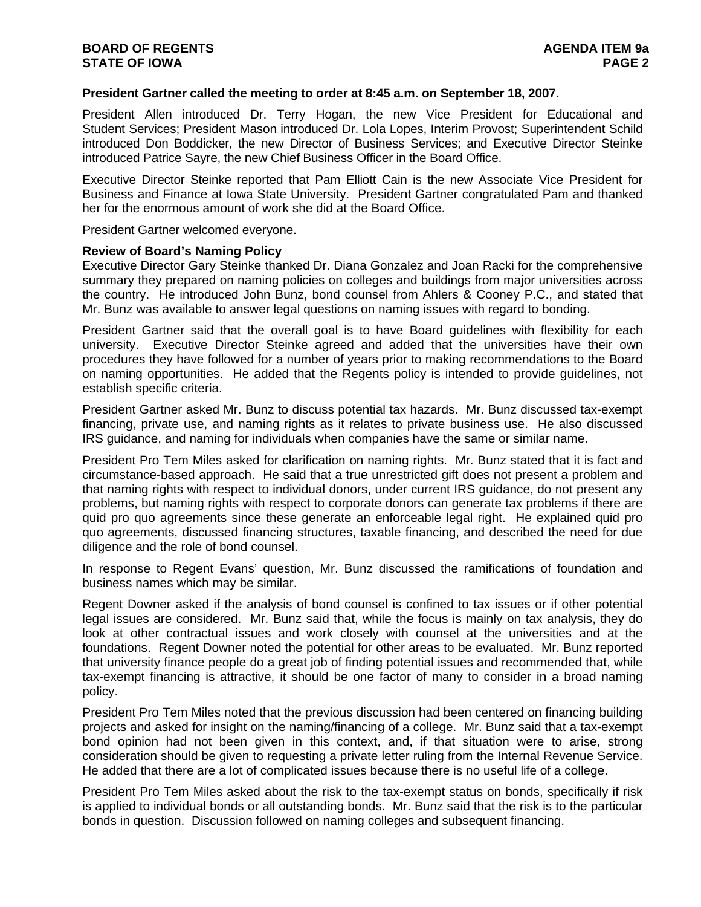**President Gartner called the meeting to order at 8:45 a.m. on September 18, 2007.**

President Allen introduced Dr. Terry Hogan, the new Vice President for Educational and Student Services; President Mason introduced Dr. Lola Lopes, Interim Provost; Superintendent Schild introduced Don Boddicker, the new Director of Business Services; and Executive Director Steinke introduced Patrice Sayre, the new Chief Business Officer in the Board Office.

Executive Director Steinke reported that Pam Elliott Cain is the new Associate Vice President for Business and Finance at Iowa State University. President Gartner congratulated Pam and thanked her for the enormous amount of work she did at the Board Office.

President Gartner welcomed everyone.

**Review of Board's Naming Policy**

Executive Director Gary Steinke thanked Dr. Diana Gonzalez and Joan Racki for the comprehensive summary they prepared on naming policies on colleges and buildings from major universities across the country. He introduced John Bunz, bond counsel from Ahlers & Cooney P.C., and stated that Mr. Bunz was available to answer legal questions on naming issues with regard to bonding.

President Gartner said that the overall goal is to have Board guidelines with flexibility for each university. Executive Director Steinke agreed and added that the universities have their own procedures they have followed for a number of years prior to making recommendations to the Board on naming opportunities. He added that the Regents policy is intended to provide guidelines, not establish specific criteria.

President Gartner asked Mr. Bunz to discuss potential tax hazards. Mr. Bunz discussed tax-exempt financing, private use, and naming rights as it relates to private business use. He also discussed IRS guidance, and naming for individuals when companies have the same or similar name.

President Pro Tem Miles asked for clarification on naming rights. Mr. Bunz stated that it is fact and circumstance-based approach. He said that a true unrestricted gift does not present a problem and that naming rights with respect to individual donors, under current IRS guidance, do not present any problems, but naming rights with respect to corporate donors can generate tax problems if there are quid pro quo agreements since these generate an enforceable legal right. He explained quid pro quo agreements, discussed financing structures, taxable financing, and described the need for due diligence and the role of bond counsel.

In response to Regent Evans' question, Mr. Bunz discussed the ramifications of foundation and business names which may be similar.

Regent Downer asked if the analysis of bond counsel is confined to tax issues or if other potential legal issues are considered. Mr. Bunz said that, while the focus is mainly on tax analysis, they do look at other contractual issues and work closely with counsel at the universities and at the foundations. Regent Downer noted the potential for other areas to be evaluated. Mr. Bunz reported that university finance people do a great job of finding potential issues and recommended that, while tax-exempt financing is attractive, it should be one factor of many to consider in a broad naming policy.

President Pro Tem Miles noted that the previous discussion had been centered on financing building projects and asked for insight on the naming/financing of a college. Mr. Bunz said that a tax-exempt bond opinion had not been given in this context, and, if that situation were to arise, strong consideration should be given to requesting a private letter ruling from the Internal Revenue Service. He added that there are a lot of complicated issues because there is no useful life of a college.

President Pro Tem Miles asked about the risk to the tax-exempt status on bonds, specifically if risk is applied to individual bonds or all outstanding bonds. Mr. Bunz said that the risk is to the particular bonds in question. Discussion followed on naming colleges and subsequent financing.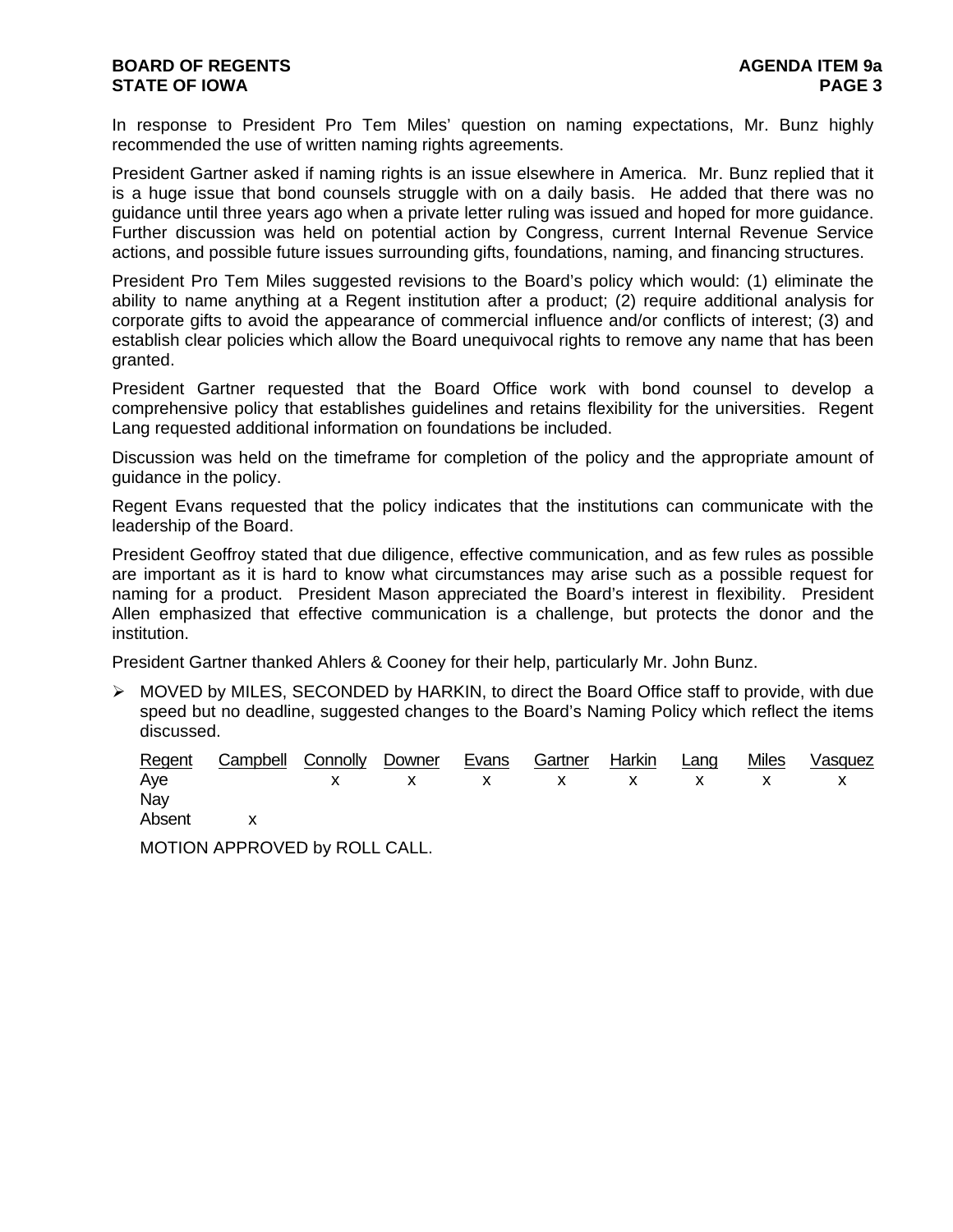In response to President Pro Tem Miles' question on naming expectations, Mr. Bunz highly recommended the use of written naming rights agreements.

President Gartner asked if naming rights is an issue elsewhere in America. Mr. Bunz replied that it is a huge issue that bond counsels struggle with on a daily basis. He added that there was no guidance until three years ago when a private letter ruling was issued and hoped for more guidance. Further discussion was held on potential action by Congress, current Internal Revenue Service actions, and possible future issues surrounding gifts, foundations, naming, and financing structures.

President Pro Tem Miles suggested revisions to the Board's policy which would: (1) eliminate the ability to name anything at a Regent institution after a product; (2) require additional analysis for corporate gifts to avoid the appearance of commercial influence and/or conflicts of interest; (3) and establish clear policies which allow the Board unequivocal rights to remove any name that has been granted.

President Gartner requested that the Board Office work with bond counsel to develop a comprehensive policy that establishes guidelines and retains flexibility for the universities. Regent Lang requested additional information on foundations be included.

Discussion was held on the timeframe for completion of the policy and the appropriate amount of guidance in the policy.

Regent Evans requested that the policy indicates that the institutions can communicate with the leadership of the Board.

President Geoffroy stated that due diligence, effective communication, and as few rules as possible are important as it is hard to know what circumstances may arise such as a possible request for naming for a product. President Mason appreciated the Board's interest in flexibility. President Allen emphasized that effective communication is a challenge, but protects the donor and the institution.

President Gartner thanked Ahlers & Cooney for their help, particularly Mr. John Bunz.

- MOVED by MILES, SECONDED by HARKIN, to direct the Board Office staff to provide, with due speed but no deadline, suggested changes to the Board's Naming Policy which reflect the items discussed.

| Regent | Campbell | Connolly | Downer | Evans | Gartner | Harkin | Lang | Miles | Vasquez |
|---|---|---|---|---|---|---|---|---|---|
| Aye | | x | x | x | x | x | x | x | x |
| Nay | | | | | | | | | |
| Absent | x | | | | | | | | |

MOTION APPROVED by ROLL CALL.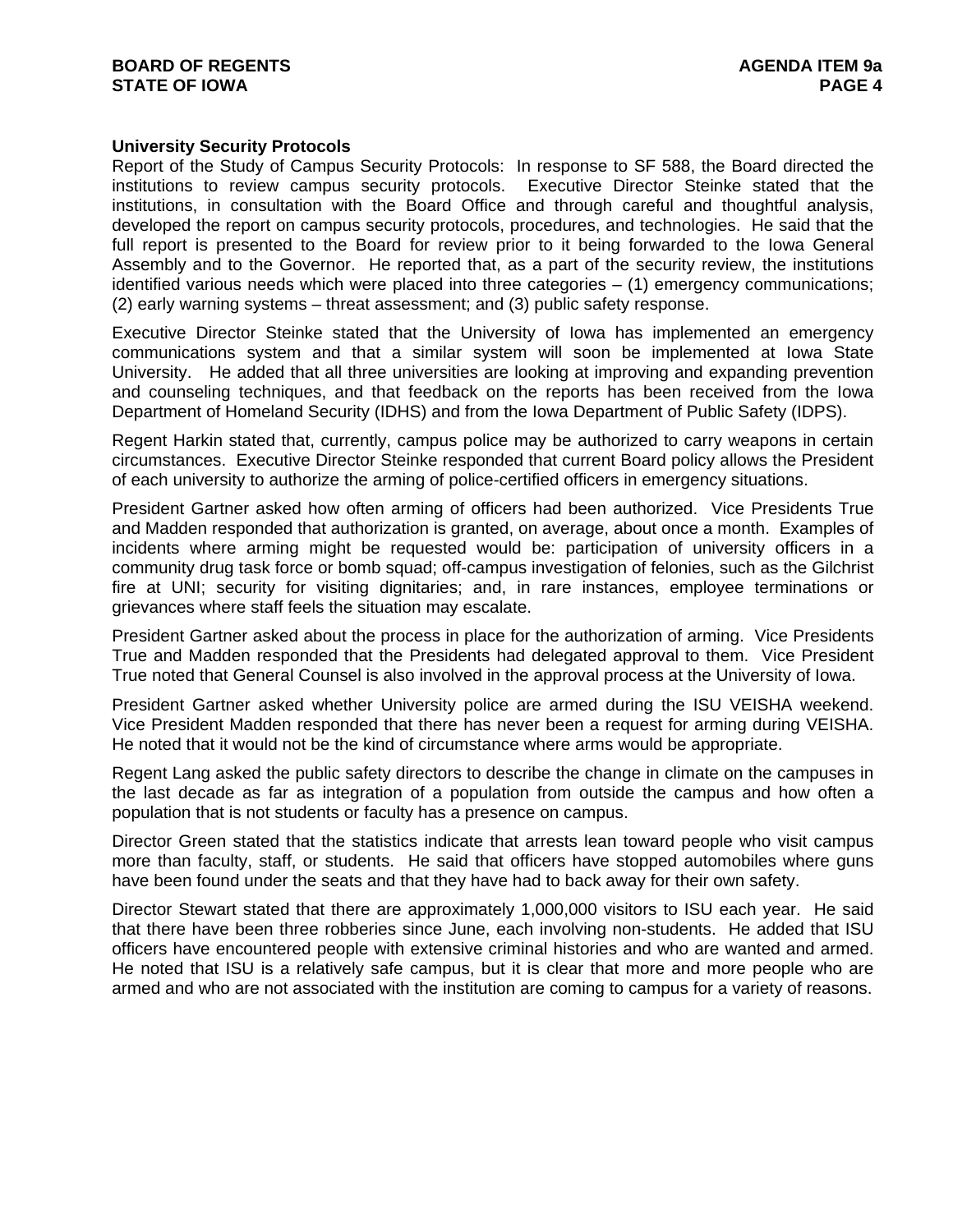**University Security Protocols**

Report of the Study of Campus Security Protocols: In response to SF 588, the Board directed the institutions to review campus security protocols. Executive Director Steinke stated that the institutions, in consultation with the Board Office and through careful and thoughtful analysis, developed the report on campus security protocols, procedures, and technologies. He said that the full report is presented to the Board for review prior to it being forwarded to the Iowa General Assembly and to the Governor. He reported that, as a part of the security review, the institutions identified various needs which were placed into three categories – (1) emergency communications; (2) early warning systems – threat assessment; and (3) public safety response.

Executive Director Steinke stated that the University of Iowa has implemented an emergency communications system and that a similar system will soon be implemented at Iowa State University. He added that all three universities are looking at improving and expanding prevention and counseling techniques, and that feedback on the reports has been received from the Iowa Department of Homeland Security (IDHS) and from the Iowa Department of Public Safety (IDPS).

Regent Harkin stated that, currently, campus police may be authorized to carry weapons in certain circumstances. Executive Director Steinke responded that current Board policy allows the President of each university to authorize the arming of police-certified officers in emergency situations.

President Gartner asked how often arming of officers had been authorized. Vice Presidents True and Madden responded that authorization is granted, on average, about once a month. Examples of incidents where arming might be requested would be: participation of university officers in a community drug task force or bomb squad; off-campus investigation of felonies, such as the Gilchrist fire at UNI; security for visiting dignitaries; and, in rare instances, employee terminations or grievances where staff feels the situation may escalate.

President Gartner asked about the process in place for the authorization of arming. Vice Presidents True and Madden responded that the Presidents had delegated approval to them. Vice President True noted that General Counsel is also involved in the approval process at the University of Iowa.

President Gartner asked whether University police are armed during the ISU VEISHA weekend. Vice President Madden responded that there has never been a request for arming during VEISHA. He noted that it would not be the kind of circumstance where arms would be appropriate.

Regent Lang asked the public safety directors to describe the change in climate on the campuses in the last decade as far as integration of a population from outside the campus and how often a population that is not students or faculty has a presence on campus.

Director Green stated that the statistics indicate that arrests lean toward people who visit campus more than faculty, staff, or students. He said that officers have stopped automobiles where guns have been found under the seats and that they have had to back away for their own safety.

Director Stewart stated that there are approximately 1,000,000 visitors to ISU each year. He said that there have been three robberies since June, each involving non-students. He added that ISU officers have encountered people with extensive criminal histories and who are wanted and armed. He noted that ISU is a relatively safe campus, but it is clear that more and more people who are armed and who are not associated with the institution are coming to campus for a variety of reasons.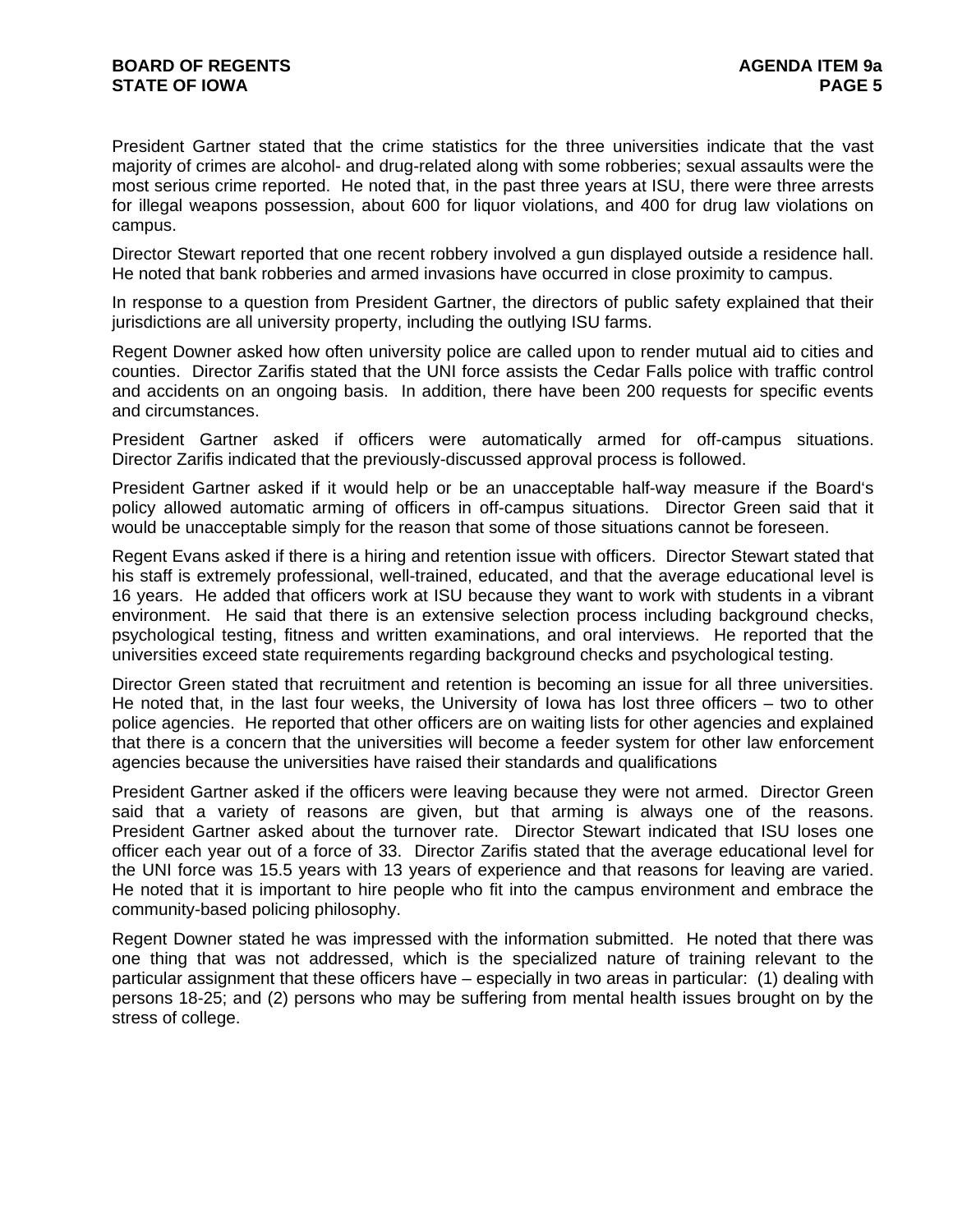President Gartner stated that the crime statistics for the three universities indicate that the vast majority of crimes are alcohol- and drug-related along with some robberies; sexual assaults were the most serious crime reported. He noted that, in the past three years at ISU, there were three arrests for illegal weapons possession, about 600 for liquor violations, and 400 for drug law violations on campus.

Director Stewart reported that one recent robbery involved a gun displayed outside a residence hall. He noted that bank robberies and armed invasions have occurred in close proximity to campus.

In response to a question from President Gartner, the directors of public safety explained that their jurisdictions are all university property, including the outlying ISU farms.

Regent Downer asked how often university police are called upon to render mutual aid to cities and counties. Director Zarifis stated that the UNI force assists the Cedar Falls police with traffic control and accidents on an ongoing basis. In addition, there have been 200 requests for specific events and circumstances.

President Gartner asked if officers were automatically armed for off-campus situations. Director Zarifis indicated that the previously-discussed approval process is followed.

President Gartner asked if it would help or be an unacceptable half-way measure if the Board's policy allowed automatic arming of officers in off-campus situations. Director Green said that it would be unacceptable simply for the reason that some of those situations cannot be foreseen.

Regent Evans asked if there is a hiring and retention issue with officers. Director Stewart stated that his staff is extremely professional, well-trained, educated, and that the average educational level is 16 years. He added that officers work at ISU because they want to work with students in a vibrant environment. He said that there is an extensive selection process including background checks, psychological testing, fitness and written examinations, and oral interviews. He reported that the universities exceed state requirements regarding background checks and psychological testing.

Director Green stated that recruitment and retention is becoming an issue for all three universities. He noted that, in the last four weeks, the University of Iowa has lost three officers – two to other police agencies. He reported that other officers are on waiting lists for other agencies and explained that there is a concern that the universities will become a feeder system for other law enforcement agencies because the universities have raised their standards and qualifications

President Gartner asked if the officers were leaving because they were not armed. Director Green said that a variety of reasons are given, but that arming is always one of the reasons. President Gartner asked about the turnover rate. Director Stewart indicated that ISU loses one officer each year out of a force of 33. Director Zarifis stated that the average educational level for the UNI force was 15.5 years with 13 years of experience and that reasons for leaving are varied. He noted that it is important to hire people who fit into the campus environment and embrace the community-based policing philosophy.

Regent Downer stated he was impressed with the information submitted. He noted that there was one thing that was not addressed, which is the specialized nature of training relevant to the particular assignment that these officers have – especially in two areas in particular: (1) dealing with persons 18-25; and (2) persons who may be suffering from mental health issues brought on by the stress of college.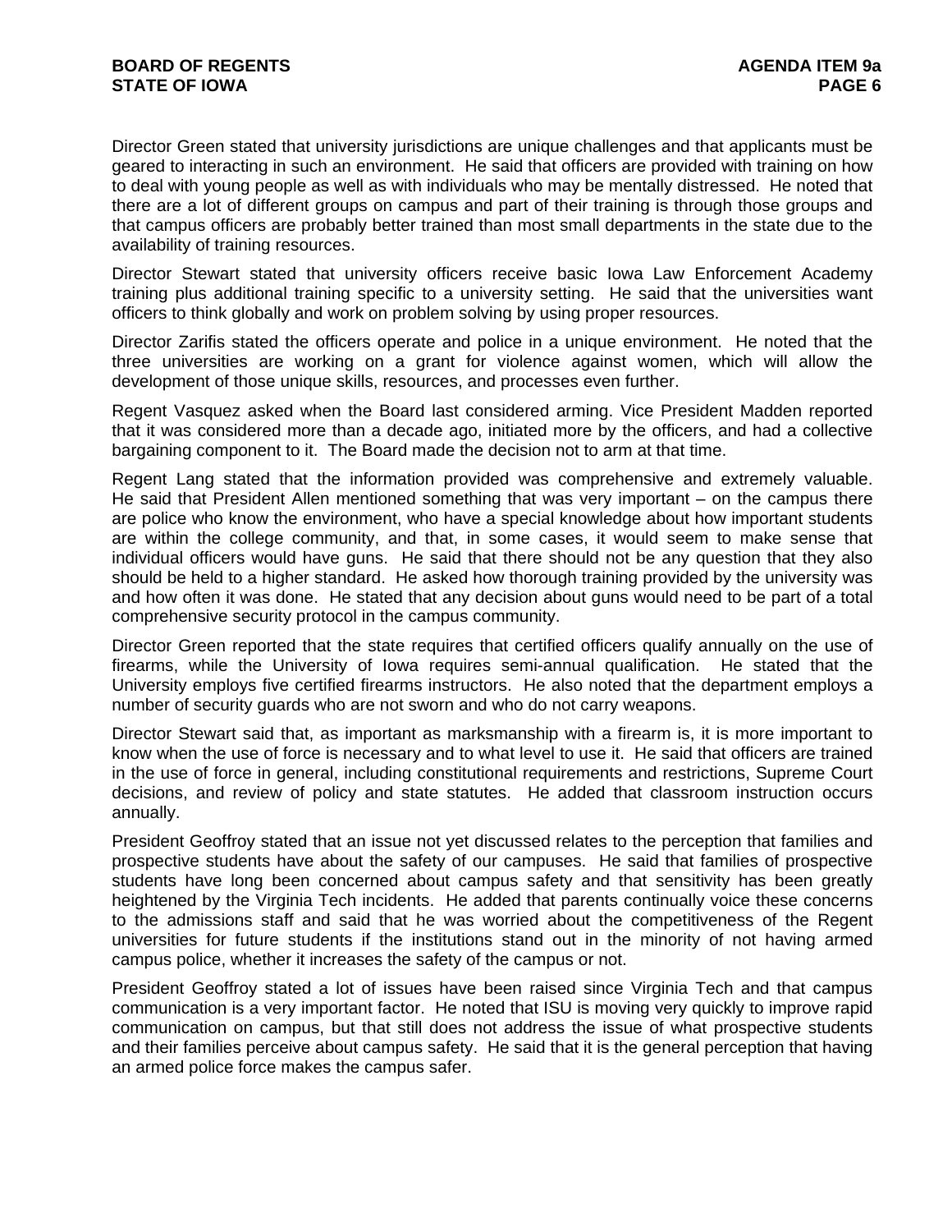Director Green stated that university jurisdictions are unique challenges and that applicants must be geared to interacting in such an environment. He said that officers are provided with training on how to deal with young people as well as with individuals who may be mentally distressed. He noted that there are a lot of different groups on campus and part of their training is through those groups and that campus officers are probably better trained than most small departments in the state due to the availability of training resources.

Director Stewart stated that university officers receive basic Iowa Law Enforcement Academy training plus additional training specific to a university setting. He said that the universities want officers to think globally and work on problem solving by using proper resources.

Director Zarifis stated the officers operate and police in a unique environment. He noted that the three universities are working on a grant for violence against women, which will allow the development of those unique skills, resources, and processes even further.

Regent Vasquez asked when the Board last considered arming. Vice President Madden reported that it was considered more than a decade ago, initiated more by the officers, and had a collective bargaining component to it. The Board made the decision not to arm at that time.

Regent Lang stated that the information provided was comprehensive and extremely valuable. He said that President Allen mentioned something that was very important – on the campus there are police who know the environment, who have a special knowledge about how important students are within the college community, and that, in some cases, it would seem to make sense that individual officers would have guns. He said that there should not be any question that they also should be held to a higher standard. He asked how thorough training provided by the university was and how often it was done. He stated that any decision about guns would need to be part of a total comprehensive security protocol in the campus community.

Director Green reported that the state requires that certified officers qualify annually on the use of firearms, while the University of Iowa requires semi-annual qualification. He stated that the University employs five certified firearms instructors. He also noted that the department employs a number of security guards who are not sworn and who do not carry weapons.

Director Stewart said that, as important as marksmanship with a firearm is, it is more important to know when the use of force is necessary and to what level to use it. He said that officers are trained in the use of force in general, including constitutional requirements and restrictions, Supreme Court decisions, and review of policy and state statutes. He added that classroom instruction occurs annually.

President Geoffroy stated that an issue not yet discussed relates to the perception that families and prospective students have about the safety of our campuses. He said that families of prospective students have long been concerned about campus safety and that sensitivity has been greatly heightened by the Virginia Tech incidents. He added that parents continually voice these concerns to the admissions staff and said that he was worried about the competitiveness of the Regent universities for future students if the institutions stand out in the minority of not having armed campus police, whether it increases the safety of the campus or not.

President Geoffroy stated a lot of issues have been raised since Virginia Tech and that campus communication is a very important factor. He noted that ISU is moving very quickly to improve rapid communication on campus, but that still does not address the issue of what prospective students and their families perceive about campus safety. He said that it is the general perception that having an armed police force makes the campus safer.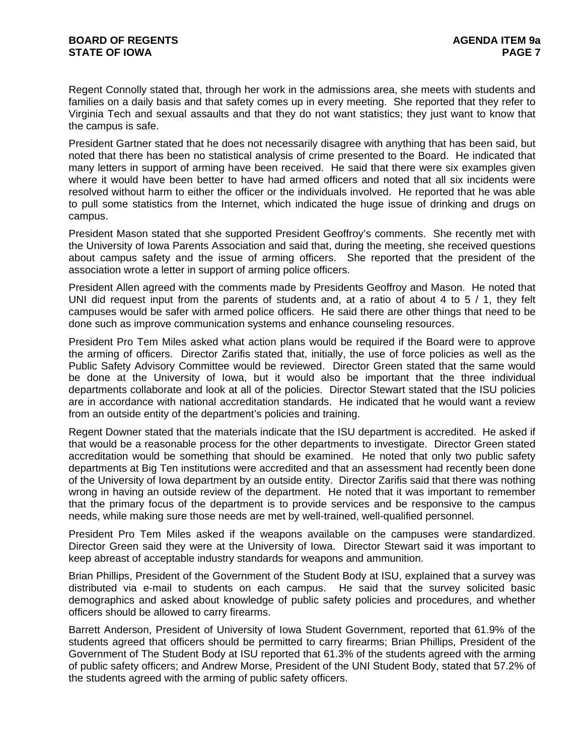Regent Connolly stated that, through her work in the admissions area, she meets with students and families on a daily basis and that safety comes up in every meeting. She reported that they refer to Virginia Tech and sexual assaults and that they do not want statistics; they just want to know that the campus is safe.

President Gartner stated that he does not necessarily disagree with anything that has been said, but noted that there has been no statistical analysis of crime presented to the Board. He indicated that many letters in support of arming have been received. He said that there were six examples given where it would have been better to have had armed officers and noted that all six incidents were resolved without harm to either the officer or the individuals involved. He reported that he was able to pull some statistics from the Internet, which indicated the huge issue of drinking and drugs on campus.

President Mason stated that she supported President Geoffroy's comments. She recently met with the University of Iowa Parents Association and said that, during the meeting, she received questions about campus safety and the issue of arming officers. She reported that the president of the association wrote a letter in support of arming police officers.

President Allen agreed with the comments made by Presidents Geoffroy and Mason. He noted that UNI did request input from the parents of students and, at a ratio of about 4 to 5 / 1, they felt campuses would be safer with armed police officers. He said there are other things that need to be done such as improve communication systems and enhance counseling resources.

President Pro Tem Miles asked what action plans would be required if the Board were to approve the arming of officers. Director Zarifis stated that, initially, the use of force policies as well as the Public Safety Advisory Committee would be reviewed. Director Green stated that the same would be done at the University of Iowa, but it would also be important that the three individual departments collaborate and look at all of the policies. Director Stewart stated that the ISU policies are in accordance with national accreditation standards. He indicated that he would want a review from an outside entity of the department's policies and training.

Regent Downer stated that the materials indicate that the ISU department is accredited. He asked if that would be a reasonable process for the other departments to investigate. Director Green stated accreditation would be something that should be examined. He noted that only two public safety departments at Big Ten institutions were accredited and that an assessment had recently been done of the University of Iowa department by an outside entity. Director Zarifis said that there was nothing wrong in having an outside review of the department. He noted that it was important to remember that the primary focus of the department is to provide services and be responsive to the campus needs, while making sure those needs are met by well-trained, well-qualified personnel.

President Pro Tem Miles asked if the weapons available on the campuses were standardized. Director Green said they were at the University of Iowa. Director Stewart said it was important to keep abreast of acceptable industry standards for weapons and ammunition.

Brian Phillips, President of the Government of the Student Body at ISU, explained that a survey was distributed via e-mail to students on each campus. He said that the survey solicited basic demographics and asked about knowledge of public safety policies and procedures, and whether officers should be allowed to carry firearms.

Barrett Anderson, President of University of Iowa Student Government, reported that 61.9% of the students agreed that officers should be permitted to carry firearms; Brian Phillips, President of the Government of The Student Body at ISU reported that 61.3% of the students agreed with the arming of public safety officers; and Andrew Morse, President of the UNI Student Body, stated that 57.2% of the students agreed with the arming of public safety officers.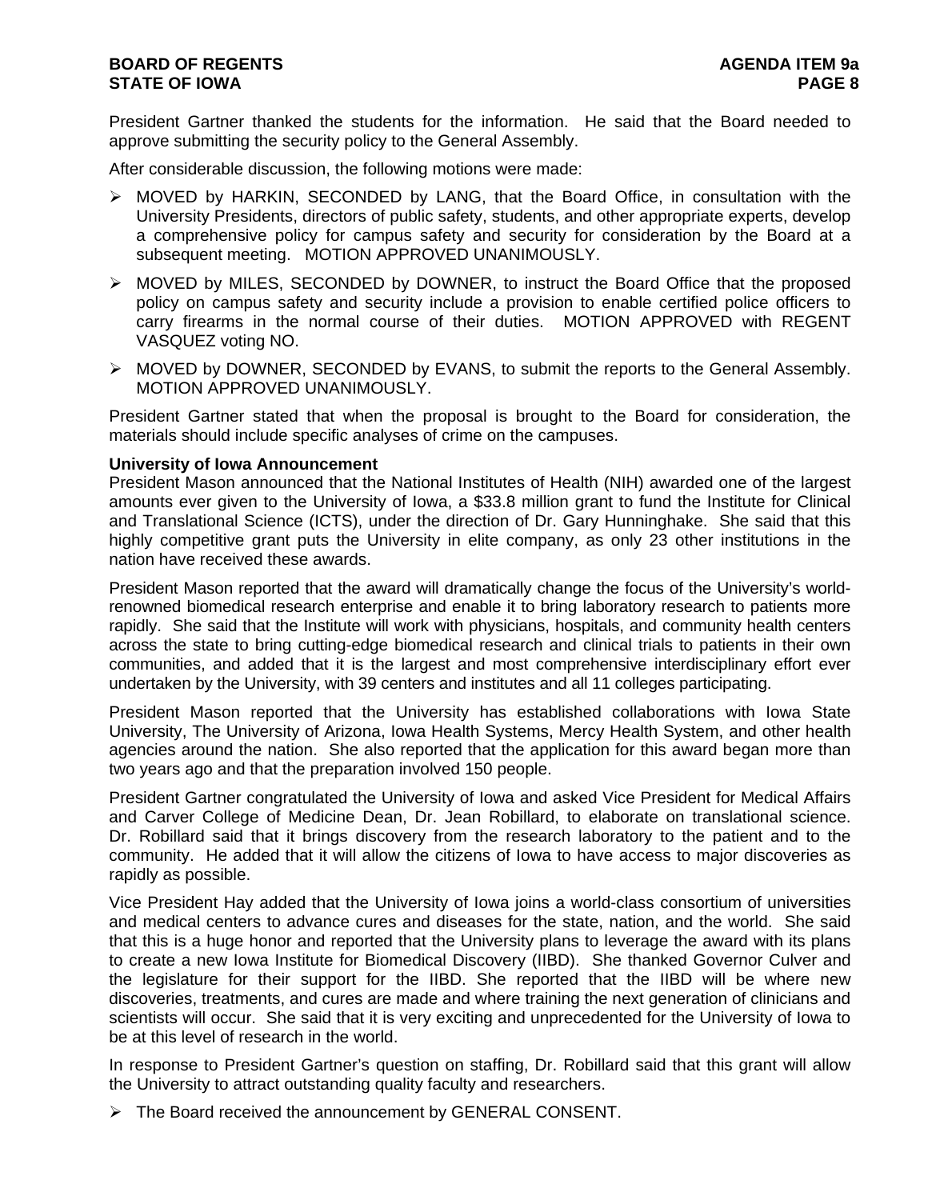President Gartner thanked the students for the information. He said that the Board needed to approve submitting the security policy to the General Assembly.

After considerable discussion, the following motions were made:

- MOVED by HARKIN, SECONDED by LANG, that the Board Office, in consultation with the University Presidents, directors of public safety, students, and other appropriate experts, develop a comprehensive policy for campus safety and security for consideration by the Board at a subsequent meeting. MOTION APPROVED UNANIMOUSLY.
- MOVED by MILES, SECONDED by DOWNER, to instruct the Board Office that the proposed policy on campus safety and security include a provision to enable certified police officers to carry firearms in the normal course of their duties. MOTION APPROVED with REGENT VASQUEZ voting NO.
- MOVED by DOWNER, SECONDED by EVANS, to submit the reports to the General Assembly. MOTION APPROVED UNANIMOUSLY.

President Gartner stated that when the proposal is brought to the Board for consideration, the materials should include specific analyses of crime on the campuses.

**University of Iowa Announcement**

President Mason announced that the National Institutes of Health (NIH) awarded one of the largest amounts ever given to the University of Iowa, a $33.8 million grant to fund the Institute for Clinical and Translational Science (ICTS), under the direction of Dr. Gary Hunninghake. She said that this highly competitive grant puts the University in elite company, as only 23 other institutions in the nation have received these awards.

President Mason reported that the award will dramatically change the focus of the University's world-renowned biomedical research enterprise and enable it to bring laboratory research to patients more rapidly. She said that the Institute will work with physicians, hospitals, and community health centers across the state to bring cutting-edge biomedical research and clinical trials to patients in their own communities, and added that it is the largest and most comprehensive interdisciplinary effort ever undertaken by the University, with 39 centers and institutes and all 11 colleges participating.

President Mason reported that the University has established collaborations with Iowa State University, The University of Arizona, Iowa Health Systems, Mercy Health System, and other health agencies around the nation. She also reported that the application for this award began more than two years ago and that the preparation involved 150 people.

President Gartner congratulated the University of Iowa and asked Vice President for Medical Affairs and Carver College of Medicine Dean, Dr. Jean Robillard, to elaborate on translational science. Dr. Robillard said that it brings discovery from the research laboratory to the patient and to the community. He added that it will allow the citizens of Iowa to have access to major discoveries as rapidly as possible.

Vice President Hay added that the University of Iowa joins a world-class consortium of universities and medical centers to advance cures and diseases for the state, nation, and the world. She said that this is a huge honor and reported that the University plans to leverage the award with its plans to create a new Iowa Institute for Biomedical Discovery (IIBD). She thanked Governor Culver and the legislature for their support for the IIBD. She reported that the IIBD will be where new discoveries, treatments, and cures are made and where training the next generation of clinicians and scientists will occur. She said that it is very exciting and unprecedented for the University of Iowa to be at this level of research in the world.

In response to President Gartner's question on staffing, Dr. Robillard said that this grant will allow the University to attract outstanding quality faculty and researchers.

- The Board received the announcement by GENERAL CONSENT.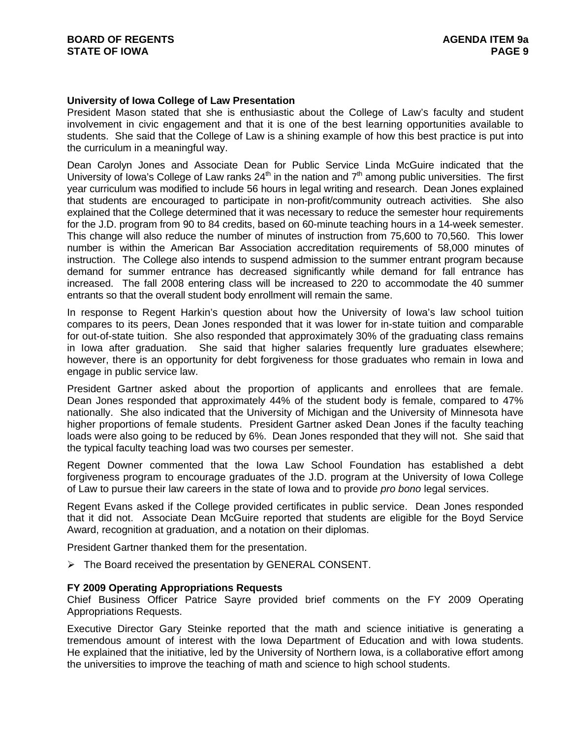**University of Iowa College of Law Presentation**

President Mason stated that she is enthusiastic about the College of Law's faculty and student involvement in civic engagement and that it is one of the best learning opportunities available to students. She said that the College of Law is a shining example of how this best practice is put into the curriculum in a meaningful way.

Dean Carolyn Jones and Associate Dean for Public Service Linda McGuire indicated that the University of Iowa's College of Law ranks 24th in the nation and 7th among public universities. The first year curriculum was modified to include 56 hours in legal writing and research. Dean Jones explained that students are encouraged to participate in non-profit/community outreach activities. She also explained that the College determined that it was necessary to reduce the semester hour requirements for the J.D. program from 90 to 84 credits, based on 60-minute teaching hours in a 14-week semester. This change will also reduce the number of minutes of instruction from 75,600 to 70,560. This lower number is within the American Bar Association accreditation requirements of 58,000 minutes of instruction. The College also intends to suspend admission to the summer entrant program because demand for summer entrance has decreased significantly while demand for fall entrance has increased. The fall 2008 entering class will be increased to 220 to accommodate the 40 summer entrants so that the overall student body enrollment will remain the same.

In response to Regent Harkin's question about how the University of Iowa's law school tuition compares to its peers, Dean Jones responded that it was lower for in-state tuition and comparable for out-of-state tuition. She also responded that approximately 30% of the graduating class remains in Iowa after graduation. She said that higher salaries frequently lure graduates elsewhere; however, there is an opportunity for debt forgiveness for those graduates who remain in Iowa and engage in public service law.

President Gartner asked about the proportion of applicants and enrollees that are female. Dean Jones responded that approximately 44% of the student body is female, compared to 47% nationally. She also indicated that the University of Michigan and the University of Minnesota have higher proportions of female students. President Gartner asked Dean Jones if the faculty teaching loads were also going to be reduced by 6%. Dean Jones responded that they will not. She said that the typical faculty teaching load was two courses per semester.

Regent Downer commented that the Iowa Law School Foundation has established a debt forgiveness program to encourage graduates of the J.D. program at the University of Iowa College of Law to pursue their law careers in the state of Iowa and to provide *pro bono* legal services.

Regent Evans asked if the College provided certificates in public service. Dean Jones responded that it did not. Associate Dean McGuire reported that students are eligible for the Boyd Service Award, recognition at graduation, and a notation on their diplomas.

President Gartner thanked them for the presentation.

➢ The Board received the presentation by GENERAL CONSENT.

**FY 2009 Operating Appropriations Requests**

Chief Business Officer Patrice Sayre provided brief comments on the FY 2009 Operating Appropriations Requests.

Executive Director Gary Steinke reported that the math and science initiative is generating a tremendous amount of interest with the Iowa Department of Education and with Iowa students. He explained that the initiative, led by the University of Northern Iowa, is a collaborative effort among the universities to improve the teaching of math and science to high school students.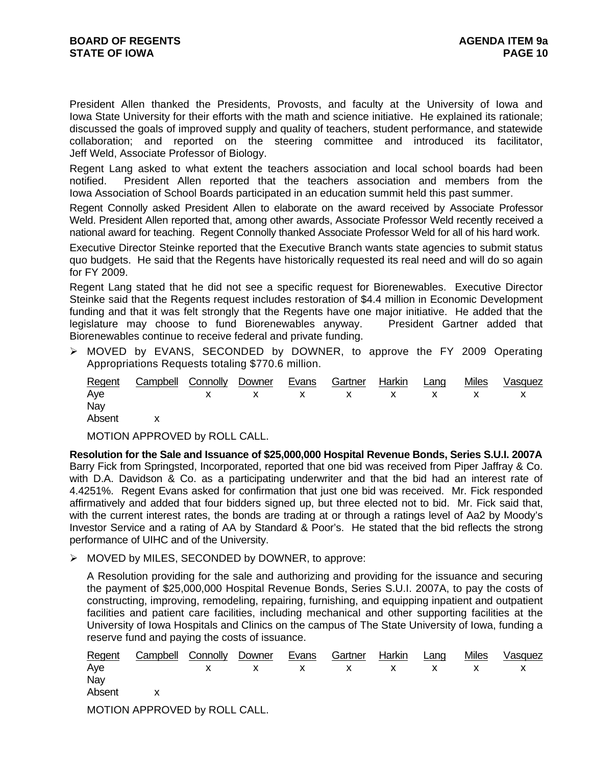President Allen thanked the Presidents, Provosts, and faculty at the University of Iowa and Iowa State University for their efforts with the math and science initiative. He explained its rationale; discussed the goals of improved supply and quality of teachers, student performance, and statewide collaboration; and reported on the steering committee and introduced its facilitator, Jeff Weld, Associate Professor of Biology.

Regent Lang asked to what extent the teachers association and local school boards had been notified. President Allen reported that the teachers association and members from the Iowa Association of School Boards participated in an education summit held this past summer.

Regent Connolly asked President Allen to elaborate on the award received by Associate Professor Weld. President Allen reported that, among other awards, Associate Professor Weld recently received a national award for teaching. Regent Connolly thanked Associate Professor Weld for all of his hard work.

Executive Director Steinke reported that the Executive Branch wants state agencies to submit status quo budgets. He said that the Regents have historically requested its real need and will do so again for FY 2009.

Regent Lang stated that he did not see a specific request for Biorenewables. Executive Director Steinke said that the Regents request includes restoration of $4.4 million in Economic Development funding and that it was felt strongly that the Regents have one major initiative. He added that the legislature may choose to fund Biorenewables anyway. President Gartner added that Biorenewables continue to receive federal and private funding.

- MOVED by EVANS, SECONDED by DOWNER, to approve the FY 2009 Operating Appropriations Requests totaling $770.6 million.

| Regent | Campbell | Connolly | Downer | Evans | Gartner | Harkin | Lang | Miles | Vasquez |
|---|---|---|---|---|---|---|---|---|---|
| Aye | | x | x | x | x | x | x | x | x |
| Nay | | | | | | | | | |
| Absent | x | | | | | | | | |

MOTION APPROVED by ROLL CALL.

**Resolution for the Sale and Issuance of $25,000,000 Hospital Revenue Bonds, Series S.U.I. 2007A**
Barry Fick from Springsted, Incorporated, reported that one bid was received from Piper Jaffray & Co. with D.A. Davidson & Co. as a participating underwriter and that the bid had an interest rate of 4.4251%. Regent Evans asked for confirmation that just one bid was received. Mr. Fick responded affirmatively and added that four bidders signed up, but three elected not to bid. Mr. Fick said that, with the current interest rates, the bonds are trading at or through a ratings level of Aa2 by Moody's Investor Service and a rating of AA by Standard & Poor's. He stated that the bid reflects the strong performance of UIHC and of the University.

- MOVED by MILES, SECONDED by DOWNER, to approve:

A Resolution providing for the sale and authorizing and providing for the issuance and securing the payment of $25,000,000 Hospital Revenue Bonds, Series S.U.I. 2007A, to pay the costs of constructing, improving, remodeling, repairing, furnishing, and equipping inpatient and outpatient facilities and patient care facilities, including mechanical and other supporting facilities at the University of Iowa Hospitals and Clinics on the campus of The State University of Iowa, funding a reserve fund and paying the costs of issuance.

| Regent | Campbell | Connolly | Downer | Evans | Gartner | Harkin | Lang | Miles | Vasquez |
|---|---|---|---|---|---|---|---|---|---|
| Aye | | x | x | x | x | x | x | x | x |
| Nay | | | | | | | | | |
| Absent | x | | | | | | | | |

MOTION APPROVED by ROLL CALL.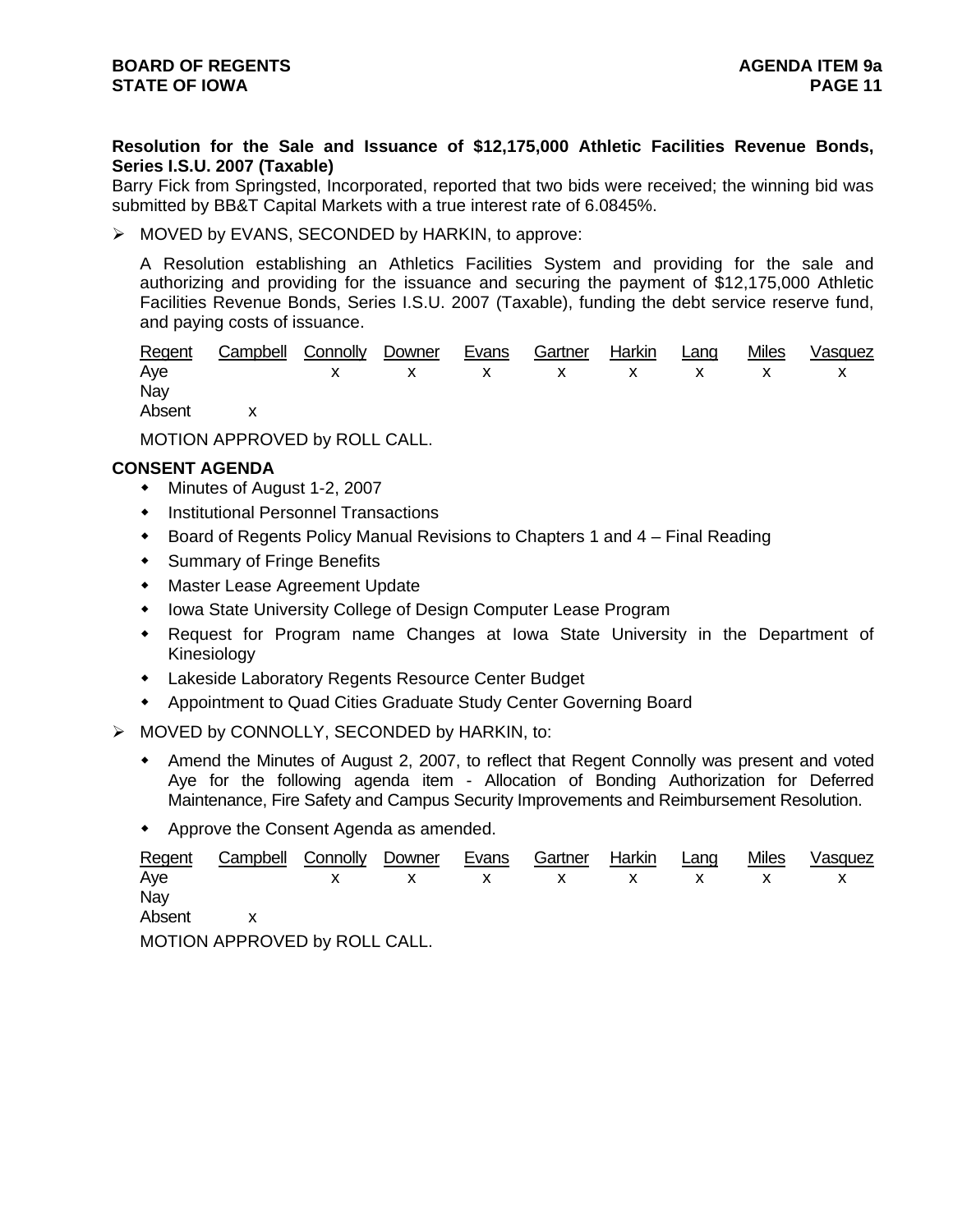**Resolution for the Sale and Issuance of $12,175,000 Athletic Facilities Revenue Bonds, Series I.S.U. 2007 (Taxable)**

Barry Fick from Springsted, Incorporated, reported that two bids were received; the winning bid was submitted by BB&T Capital Markets with a true interest rate of 6.0845%.

- MOVED by EVANS, SECONDED by HARKIN, to approve:

  A Resolution establishing an Athletics Facilities System and providing for the sale and authorizing and providing for the issuance and securing the payment of $12,175,000 Athletic Facilities Revenue Bonds, Series I.S.U. 2007 (Taxable), funding the debt service reserve fund, and paying costs of issuance.

| Regent | Campbell | Connolly | Downer | Evans | Gartner | Harkin | Lang | Miles | Vasquez |
|---|---|---|---|---|---|---|---|---|---|
| Aye | | x | x | x | x | x | x | x | x |
| Nay | | | | | | | | | |
| Absent | x | | | | | | | | |

  MOTION APPROVED by ROLL CALL.

**CONSENT AGENDA**

- Minutes of August 1-2, 2007
- Institutional Personnel Transactions
- Board of Regents Policy Manual Revisions to Chapters 1 and 4 – Final Reading
- Summary of Fringe Benefits
- Master Lease Agreement Update
- Iowa State University College of Design Computer Lease Program
- Request for Program name Changes at Iowa State University in the Department of Kinesiology
- Lakeside Laboratory Regents Resource Center Budget
- Appointment to Quad Cities Graduate Study Center Governing Board

- MOVED by CONNOLLY, SECONDED by HARKIN, to:
  - Amend the Minutes of August 2, 2007, to reflect that Regent Connolly was present and voted Aye for the following agenda item - Allocation of Bonding Authorization for Deferred Maintenance, Fire Safety and Campus Security Improvements and Reimbursement Resolution.
  - Approve the Consent Agenda as amended.

| Regent | Campbell | Connolly | Downer | Evans | Gartner | Harkin | Lang | Miles | Vasquez |
|---|---|---|---|---|---|---|---|---|---|
| Aye | | x | x | x | x | x | x | x | x |
| Nay | | | | | | | | | |
| Absent | x | | | | | | | | |

  MOTION APPROVED by ROLL CALL.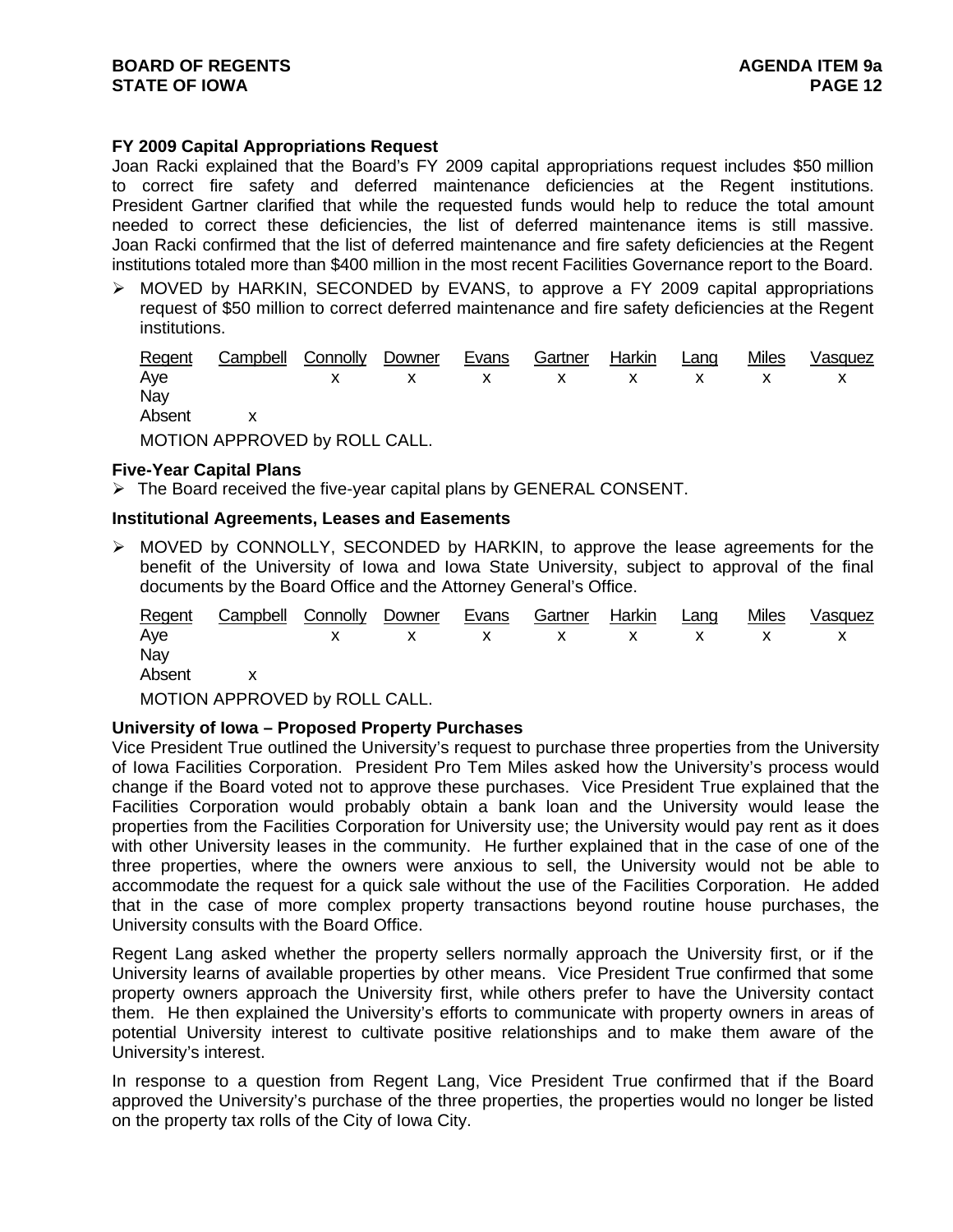**FY 2009 Capital Appropriations Request**

Joan Racki explained that the Board's FY 2009 capital appropriations request includes $50 million to correct fire safety and deferred maintenance deficiencies at the Regent institutions. President Gartner clarified that while the requested funds would help to reduce the total amount needed to correct these deficiencies, the list of deferred maintenance items is still massive. Joan Racki confirmed that the list of deferred maintenance and fire safety deficiencies at the Regent institutions totaled more than $400 million in the most recent Facilities Governance report to the Board.

- MOVED by HARKIN, SECONDED by EVANS, to approve a FY 2009 capital appropriations request of $50 million to correct deferred maintenance and fire safety deficiencies at the Regent institutions.

| Regent | Campbell | Connolly | Downer | Evans | Gartner | Harkin | Lang | Miles | Vasquez |
|---|---|---|---|---|---|---|---|---|---|
| Aye | | x | x | x | x | x | x | x | x |
| Nay | | | | | | | | | |
| Absent | x | | | | | | | | |

MOTION APPROVED by ROLL CALL.

**Five-Year Capital Plans**

- The Board received the five-year capital plans by GENERAL CONSENT.

**Institutional Agreements, Leases and Easements**

- MOVED by CONNOLLY, SECONDED by HARKIN, to approve the lease agreements for the benefit of the University of Iowa and Iowa State University, subject to approval of the final documents by the Board Office and the Attorney General's Office.

| Regent | Campbell | Connolly | Downer | Evans | Gartner | Harkin | Lang | Miles | Vasquez |
|---|---|---|---|---|---|---|---|---|---|
| Aye | | x | x | x | x | x | x | x | x |
| Nay | | | | | | | | | |
| Absent | x | | | | | | | | |

MOTION APPROVED by ROLL CALL.

**University of Iowa – Proposed Property Purchases**

Vice President True outlined the University's request to purchase three properties from the University of Iowa Facilities Corporation. President Pro Tem Miles asked how the University's process would change if the Board voted not to approve these purchases. Vice President True explained that the Facilities Corporation would probably obtain a bank loan and the University would lease the properties from the Facilities Corporation for University use; the University would pay rent as it does with other University leases in the community. He further explained that in the case of one of the three properties, where the owners were anxious to sell, the University would not be able to accommodate the request for a quick sale without the use of the Facilities Corporation. He added that in the case of more complex property transactions beyond routine house purchases, the University consults with the Board Office.

Regent Lang asked whether the property sellers normally approach the University first, or if the University learns of available properties by other means. Vice President True confirmed that some property owners approach the University first, while others prefer to have the University contact them. He then explained the University's efforts to communicate with property owners in areas of potential University interest to cultivate positive relationships and to make them aware of the University's interest.

In response to a question from Regent Lang, Vice President True confirmed that if the Board approved the University's purchase of the three properties, the properties would no longer be listed on the property tax rolls of the City of Iowa City.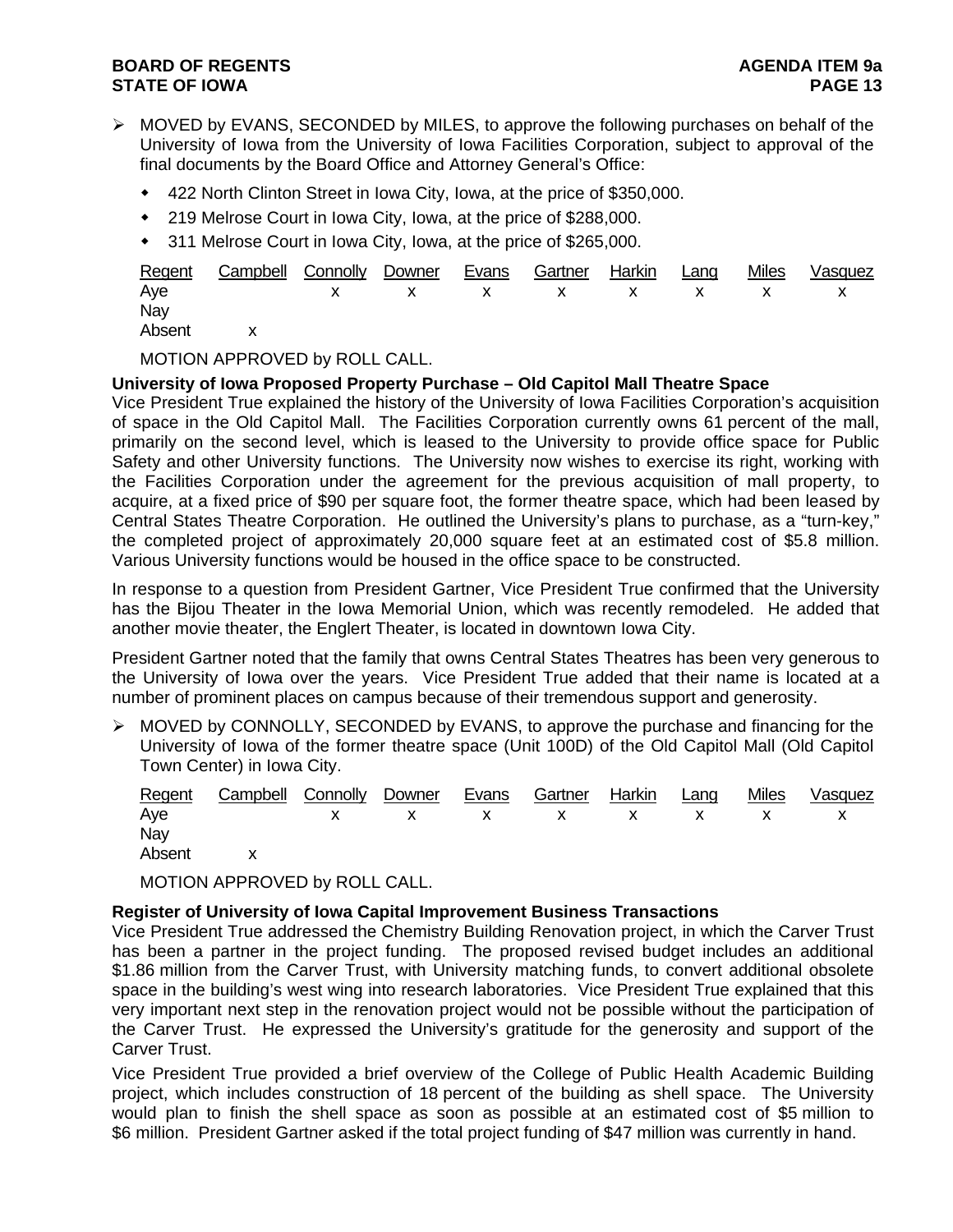- MOVED by EVANS, SECONDED by MILES, to approve the following purchases on behalf of the University of Iowa from the University of Iowa Facilities Corporation, subject to approval of the final documents by the Board Office and Attorney General's Office:
  - 422 North Clinton Street in Iowa City, Iowa, at the price of $350,000.
  - 219 Melrose Court in Iowa City, Iowa, at the price of $288,000.
  - 311 Melrose Court in Iowa City, Iowa, at the price of $265,000.

| Regent | Campbell | Connolly | Downer | Evans | Gartner | Harkin | Lang | Miles | Vasquez |
|---|---|---|---|---|---|---|---|---|---|
| Aye | | x | x | x | x | x | x | x | x |
| Nay | | | | | | | | | |
| Absent | x | | | | | | | | |

MOTION APPROVED by ROLL CALL.

**University of Iowa Proposed Property Purchase – Old Capitol Mall Theatre Space**

Vice President True explained the history of the University of Iowa Facilities Corporation's acquisition of space in the Old Capitol Mall. The Facilities Corporation currently owns 61 percent of the mall, primarily on the second level, which is leased to the University to provide office space for Public Safety and other University functions. The University now wishes to exercise its right, working with the Facilities Corporation under the agreement for the previous acquisition of mall property, to acquire, at a fixed price of $90 per square foot, the former theatre space, which had been leased by Central States Theatre Corporation. He outlined the University's plans to purchase, as a "turn-key," the completed project of approximately 20,000 square feet at an estimated cost of $5.8 million. Various University functions would be housed in the office space to be constructed.

In response to a question from President Gartner, Vice President True confirmed that the University has the Bijou Theater in the Iowa Memorial Union, which was recently remodeled. He added that another movie theater, the Englert Theater, is located in downtown Iowa City.

President Gartner noted that the family that owns Central States Theatres has been very generous to the University of Iowa over the years. Vice President True added that their name is located at a number of prominent places on campus because of their tremendous support and generosity.

- MOVED by CONNOLLY, SECONDED by EVANS, to approve the purchase and financing for the University of Iowa of the former theatre space (Unit 100D) of the Old Capitol Mall (Old Capitol Town Center) in Iowa City.

| Regent | Campbell | Connolly | Downer | Evans | Gartner | Harkin | Lang | Miles | Vasquez |
|---|---|---|---|---|---|---|---|---|---|
| Aye | | x | x | x | x | x | x | x | x |
| Nay | | | | | | | | | |
| Absent | x | | | | | | | | |

MOTION APPROVED by ROLL CALL.

**Register of University of Iowa Capital Improvement Business Transactions**

Vice President True addressed the Chemistry Building Renovation project, in which the Carver Trust has been a partner in the project funding. The proposed revised budget includes an additional $1.86 million from the Carver Trust, with University matching funds, to convert additional obsolete space in the building's west wing into research laboratories. Vice President True explained that this very important next step in the renovation project would not be possible without the participation of the Carver Trust. He expressed the University's gratitude for the generosity and support of the Carver Trust.

Vice President True provided a brief overview of the College of Public Health Academic Building project, which includes construction of 18 percent of the building as shell space. The University would plan to finish the shell space as soon as possible at an estimated cost of $5 million to $6 million. President Gartner asked if the total project funding of $47 million was currently in hand.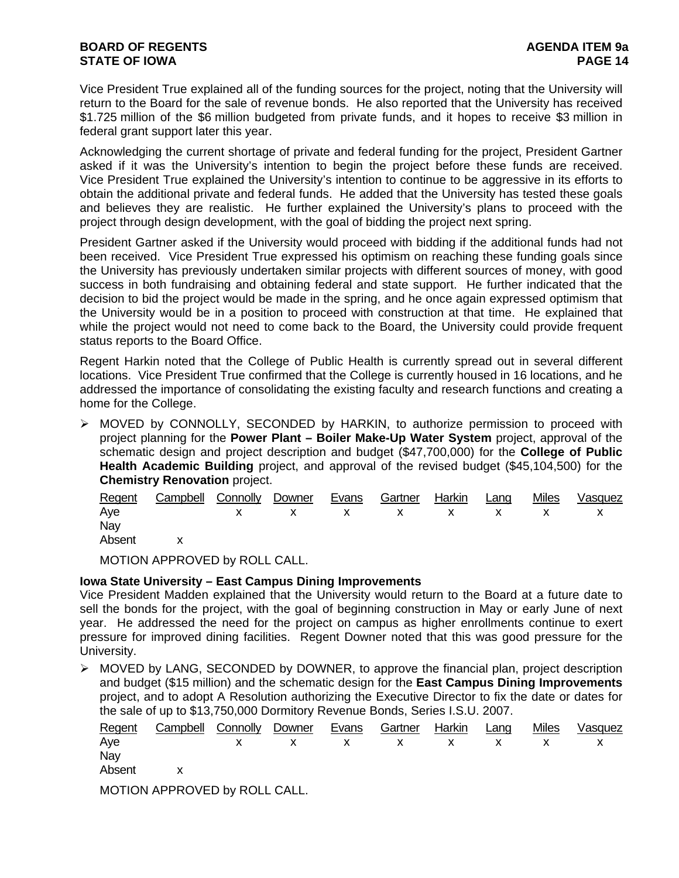Vice President True explained all of the funding sources for the project, noting that the University will return to the Board for the sale of revenue bonds. He also reported that the University has received $1.725 million of the $6 million budgeted from private funds, and it hopes to receive $3 million in federal grant support later this year.

Acknowledging the current shortage of private and federal funding for the project, President Gartner asked if it was the University's intention to begin the project before these funds are received. Vice President True explained the University's intention to continue to be aggressive in its efforts to obtain the additional private and federal funds. He added that the University has tested these goals and believes they are realistic. He further explained the University's plans to proceed with the project through design development, with the goal of bidding the project next spring.

President Gartner asked if the University would proceed with bidding if the additional funds had not been received. Vice President True expressed his optimism on reaching these funding goals since the University has previously undertaken similar projects with different sources of money, with good success in both fundraising and obtaining federal and state support. He further indicated that the decision to bid the project would be made in the spring, and he once again expressed optimism that the University would be in a position to proceed with construction at that time. He explained that while the project would not need to come back to the Board, the University could provide frequent status reports to the Board Office.

Regent Harkin noted that the College of Public Health is currently spread out in several different locations. Vice President True confirmed that the College is currently housed in 16 locations, and he addressed the importance of consolidating the existing faculty and research functions and creating a home for the College.

➢ MOVED by CONNOLLY, SECONDED by HARKIN, to authorize permission to proceed with project planning for the **Power Plant – Boiler Make-Up Water System** project, approval of the schematic design and project description and budget ($47,700,000) for the **College of Public Health Academic Building** project, and approval of the revised budget ($45,104,500) for the **Chemistry Renovation** project.

| Regent | Campbell | Connolly | Downer | Evans | Gartner | Harkin | Lang | Miles | Vasquez |
|---|---|---|---|---|---|---|---|---|---|
| Aye | | x | x | x | x | x | x | x | x |
| Nay | | | | | | | | | |
| Absent | x | | | | | | | | |

MOTION APPROVED by ROLL CALL.

**Iowa State University – East Campus Dining Improvements**

Vice President Madden explained that the University would return to the Board at a future date to sell the bonds for the project, with the goal of beginning construction in May or early June of next year. He addressed the need for the project on campus as higher enrollments continue to exert pressure for improved dining facilities. Regent Downer noted that this was good pressure for the University.

➢ MOVED by LANG, SECONDED by DOWNER, to approve the financial plan, project description and budget ($15 million) and the schematic design for the **East Campus Dining Improvements** project, and to adopt A Resolution authorizing the Executive Director to fix the date or dates for the sale of up to $13,750,000 Dormitory Revenue Bonds, Series I.S.U. 2007.

| Regent | Campbell | Connolly | Downer | Evans | Gartner | Harkin | Lang | Miles | Vasquez |
|---|---|---|---|---|---|---|---|---|---|
| Aye | | x | x | x | x | x | x | x | x |
| Nay | | | | | | | | | |
| Absent | x | | | | | | | | |

MOTION APPROVED by ROLL CALL.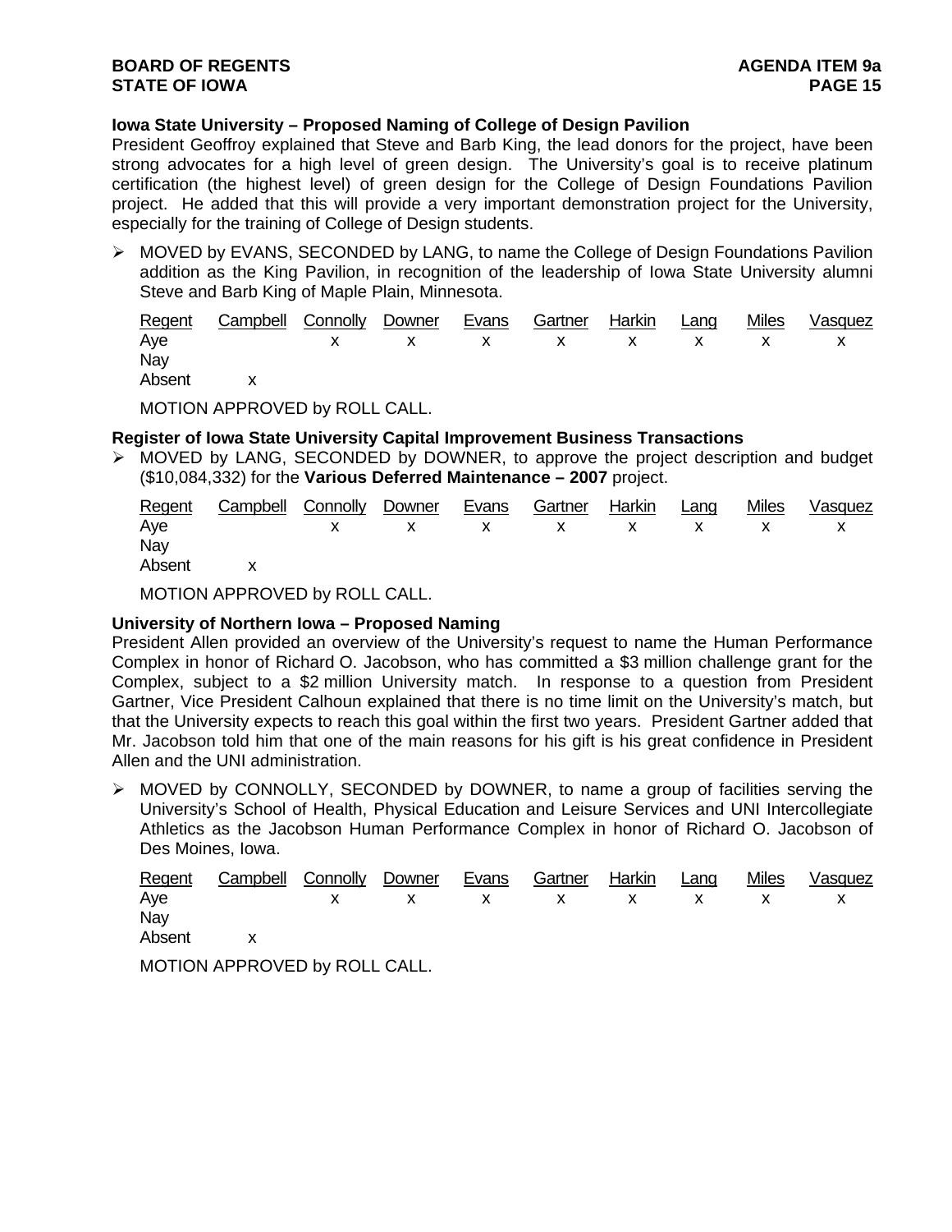**Iowa State University – Proposed Naming of College of Design Pavilion**

President Geoffroy explained that Steve and Barb King, the lead donors for the project, have been strong advocates for a high level of green design. The University's goal is to receive platinum certification (the highest level) of green design for the College of Design Foundations Pavilion project. He added that this will provide a very important demonstration project for the University, especially for the training of College of Design students.

- MOVED by EVANS, SECONDED by LANG, to name the College of Design Foundations Pavilion addition as the King Pavilion, in recognition of the leadership of Iowa State University alumni Steve and Barb King of Maple Plain, Minnesota.

| Regent | Campbell | Connolly | Downer | Evans | Gartner | Harkin | Lang | Miles | Vasquez |
|---|---|---|---|---|---|---|---|---|---|
| Aye | | x | x | x | x | x | x | x | x |
| Nay | | | | | | | | | |
| Absent | x | | | | | | | | |

MOTION APPROVED by ROLL CALL.

**Register of Iowa State University Capital Improvement Business Transactions**

- MOVED by LANG, SECONDED by DOWNER, to approve the project description and budget ($10,084,332) for the **Various Deferred Maintenance – 2007** project.

| Regent | Campbell | Connolly | Downer | Evans | Gartner | Harkin | Lang | Miles | Vasquez |
|---|---|---|---|---|---|---|---|---|---|
| Aye | | x | x | x | x | x | x | x | x |
| Nay | | | | | | | | | |
| Absent | x | | | | | | | | |

MOTION APPROVED by ROLL CALL.

**University of Northern Iowa – Proposed Naming**

President Allen provided an overview of the University's request to name the Human Performance Complex in honor of Richard O. Jacobson, who has committed a $3 million challenge grant for the Complex, subject to a $2 million University match. In response to a question from President Gartner, Vice President Calhoun explained that there is no time limit on the University's match, but that the University expects to reach this goal within the first two years. President Gartner added that Mr. Jacobson told him that one of the main reasons for his gift is his great confidence in President Allen and the UNI administration.

- MOVED by CONNOLLY, SECONDED by DOWNER, to name a group of facilities serving the University's School of Health, Physical Education and Leisure Services and UNI Intercollegiate Athletics as the Jacobson Human Performance Complex in honor of Richard O. Jacobson of Des Moines, Iowa.

| Regent | Campbell | Connolly | Downer | Evans | Gartner | Harkin | Lang | Miles | Vasquez |
|---|---|---|---|---|---|---|---|---|---|
| Aye | | x | x | x | x | x | x | x | x |
| Nay | | | | | | | | | |
| Absent | x | | | | | | | | |

MOTION APPROVED by ROLL CALL.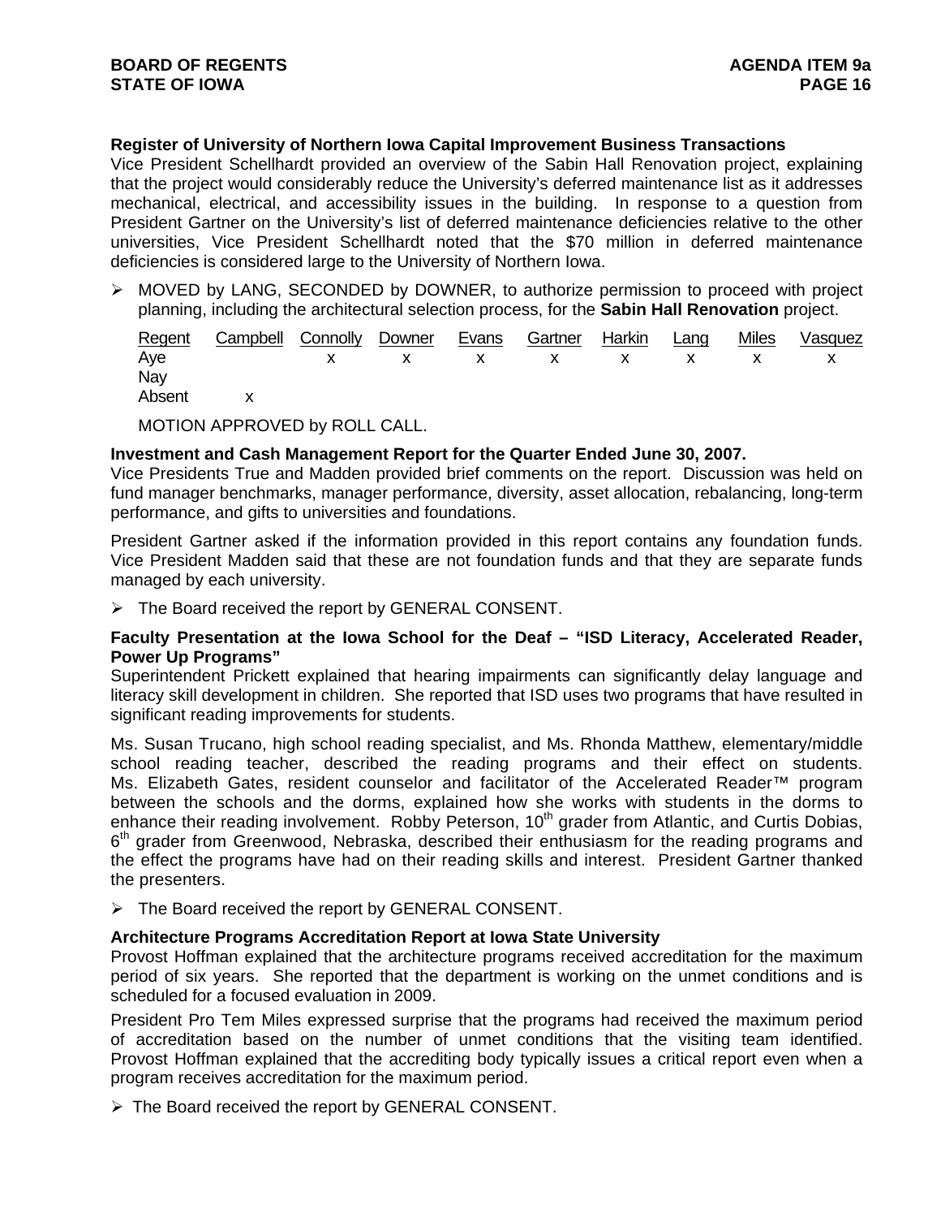**Register of University of Northern Iowa Capital Improvement Business Transactions**
Vice President Schellhardt provided an overview of the Sabin Hall Renovation project, explaining that the project would considerably reduce the University's deferred maintenance list as it addresses mechanical, electrical, and accessibility issues in the building. In response to a question from President Gartner on the University's list of deferred maintenance deficiencies relative to the other universities, Vice President Schellhardt noted that the $70 million in deferred maintenance deficiencies is considered large to the University of Northern Iowa.

➢ MOVED by LANG, SECONDED by DOWNER, to authorize permission to proceed with project planning, including the architectural selection process, for the **Sabin Hall Renovation** project.

| Regent | Campbell | Connolly | Downer | Evans | Gartner | Harkin | Lang | Miles | Vasquez |
|---|---|---|---|---|---|---|---|---|---|
| Aye | | x | x | x | x | x | x | x | x |
| Nay | | | | | | | | | |
| Absent | x | | | | | | | | |

MOTION APPROVED by ROLL CALL.

**Investment and Cash Management Report for the Quarter Ended June 30, 2007.**
Vice Presidents True and Madden provided brief comments on the report. Discussion was held on fund manager benchmarks, manager performance, diversity, asset allocation, rebalancing, long-term performance, and gifts to universities and foundations.

President Gartner asked if the information provided in this report contains any foundation funds. Vice President Madden said that these are not foundation funds and that they are separate funds managed by each university.

➢ The Board received the report by GENERAL CONSENT.

**Faculty Presentation at the Iowa School for the Deaf – "ISD Literacy, Accelerated Reader, Power Up Programs"**
Superintendent Prickett explained that hearing impairments can significantly delay language and literacy skill development in children. She reported that ISD uses two programs that have resulted in significant reading improvements for students.

Ms. Susan Trucano, high school reading specialist, and Ms. Rhonda Matthew, elementary/middle school reading teacher, described the reading programs and their effect on students. Ms. Elizabeth Gates, resident counselor and facilitator of the Accelerated Reader™ program between the schools and the dorms, explained how she works with students in the dorms to enhance their reading involvement. Robby Peterson, 10th grader from Atlantic, and Curtis Dobias, 6th grader from Greenwood, Nebraska, described their enthusiasm for the reading programs and the effect the programs have had on their reading skills and interest. President Gartner thanked the presenters.

➢ The Board received the report by GENERAL CONSENT.

**Architecture Programs Accreditation Report at Iowa State University**
Provost Hoffman explained that the architecture programs received accreditation for the maximum period of six years. She reported that the department is working on the unmet conditions and is scheduled for a focused evaluation in 2009.

President Pro Tem Miles expressed surprise that the programs had received the maximum period of accreditation based on the number of unmet conditions that the visiting team identified. Provost Hoffman explained that the accrediting body typically issues a critical report even when a program receives accreditation for the maximum period.

➢ The Board received the report by GENERAL CONSENT.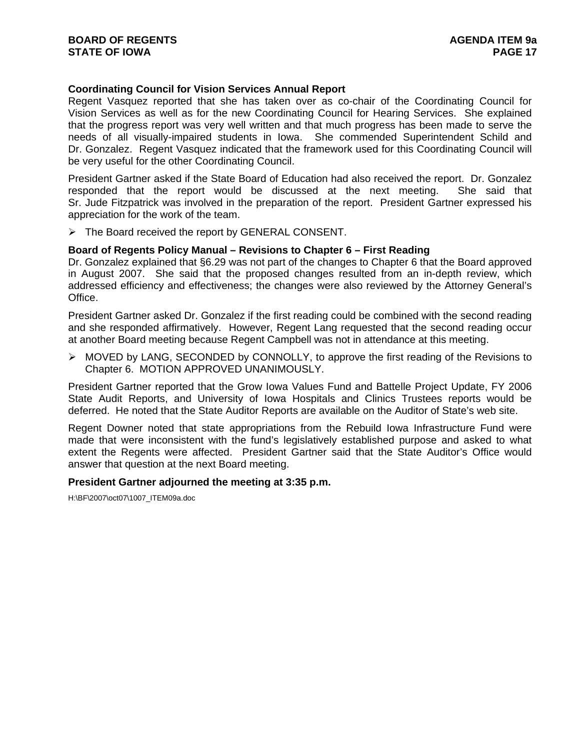**Coordinating Council for Vision Services Annual Report**

Regent Vasquez reported that she has taken over as co-chair of the Coordinating Council for Vision Services as well as for the new Coordinating Council for Hearing Services. She explained that the progress report was very well written and that much progress has been made to serve the needs of all visually-impaired students in Iowa. She commended Superintendent Schild and Dr. Gonzalez. Regent Vasquez indicated that the framework used for this Coordinating Council will be very useful for the other Coordinating Council.

President Gartner asked if the State Board of Education had also received the report. Dr. Gonzalez responded that the report would be discussed at the next meeting. She said that Sr. Jude Fitzpatrick was involved in the preparation of the report. President Gartner expressed his appreciation for the work of the team.

- The Board received the report by GENERAL CONSENT.

**Board of Regents Policy Manual – Revisions to Chapter 6 – First Reading**

Dr. Gonzalez explained that §6.29 was not part of the changes to Chapter 6 that the Board approved in August 2007. She said that the proposed changes resulted from an in-depth review, which addressed efficiency and effectiveness; the changes were also reviewed by the Attorney General's Office.

President Gartner asked Dr. Gonzalez if the first reading could be combined with the second reading and she responded affirmatively. However, Regent Lang requested that the second reading occur at another Board meeting because Regent Campbell was not in attendance at this meeting.

- MOVED by LANG, SECONDED by CONNOLLY, to approve the first reading of the Revisions to Chapter 6. MOTION APPROVED UNANIMOUSLY.

President Gartner reported that the Grow Iowa Values Fund and Battelle Project Update, FY 2006 State Audit Reports, and University of Iowa Hospitals and Clinics Trustees reports would be deferred. He noted that the State Auditor Reports are available on the Auditor of State's web site.

Regent Downer noted that state appropriations from the Rebuild Iowa Infrastructure Fund were made that were inconsistent with the fund's legislatively established purpose and asked to what extent the Regents were affected. President Gartner said that the State Auditor's Office would answer that question at the next Board meeting.

**President Gartner adjourned the meeting at 3:35 p.m.**

H:\BF\2007\oct07\1007_ITEM09a.doc